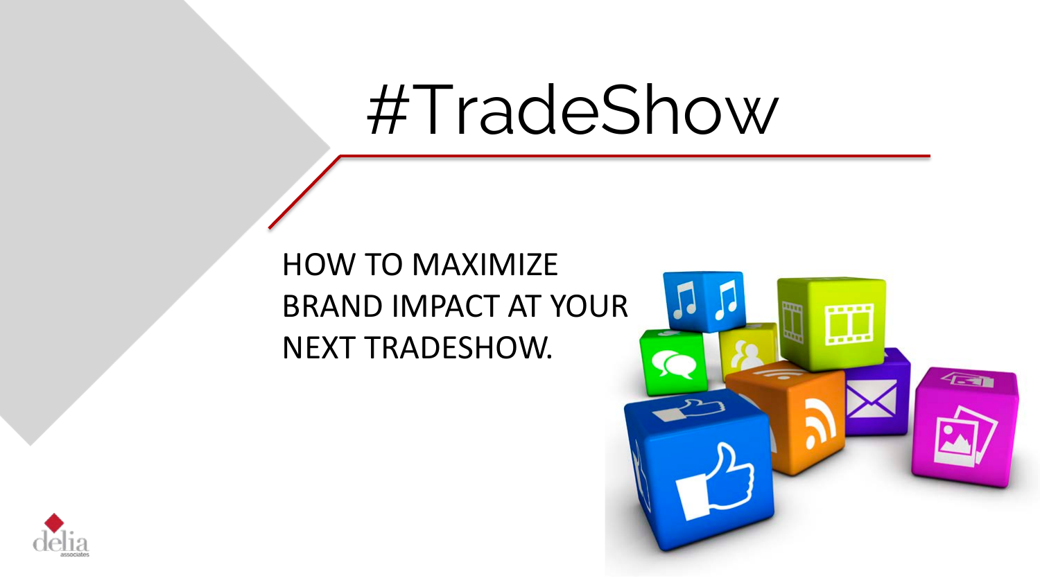# #TradeShow

HOW TO MAXIMIZE BRAND IMPACT AT YOUR NEXT TRADESHOW.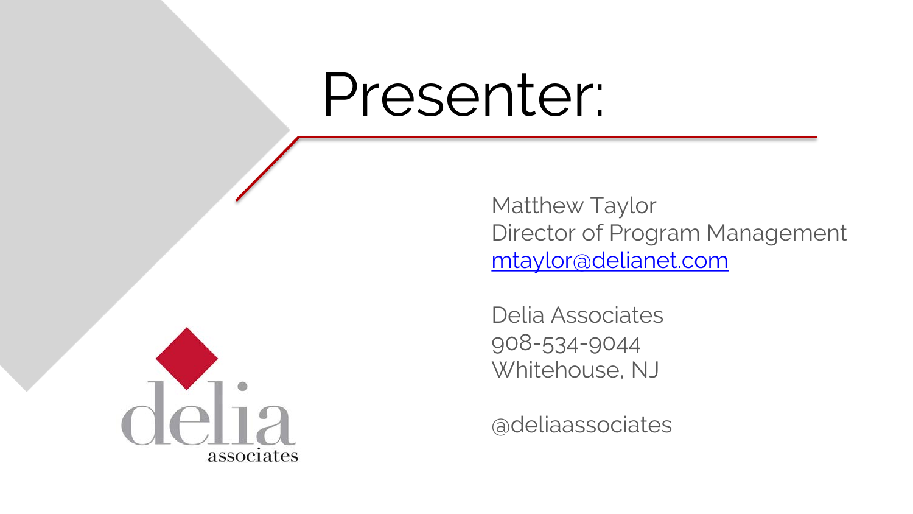# Presenter:

Matthew Taylor
Director of Program Management
mtaylor@delianet.com

Delia Associates
908-534-9044
Whitehouse, NJ

@deliaassociates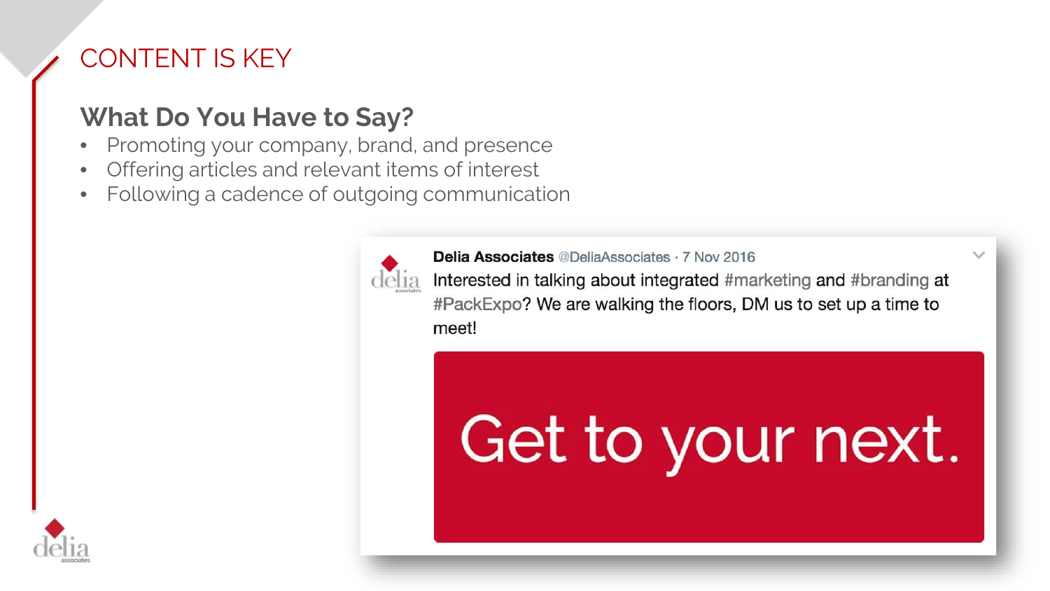# CONTENT IS KEY

## What Do You Have to Say?

- Promoting your company, brand, and presence
- Offering articles and relevant items of interest
- Following a cadence of outgoing communication

**Delia Associates** @DeliaAssociates · 7 Nov 2016

Interested in talking about integrated #marketing and #branding at #PackExpo? We are walking the floors, DM us to set up a time to meet!

Get to your next.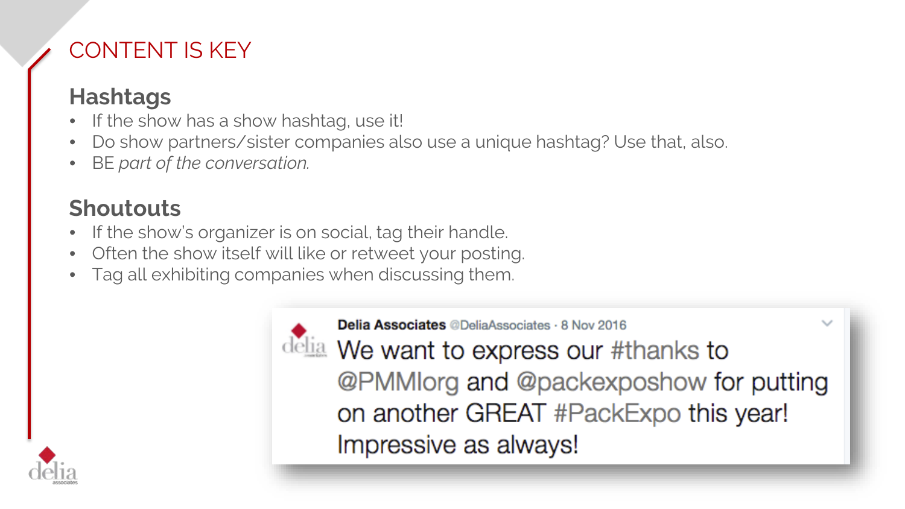# CONTENT IS KEY

## Hashtags

- If the show has a show hashtag, use it!
- Do show partners/sister companies also use a unique hashtag? Use that, also.
- BE *part of the conversation.*

## Shoutouts

- If the show's organizer is on social, tag their handle.
- Often the show itself will like or retweet your posting.
- Tag all exhibiting companies when discussing them.

**Delia Associates** @DeliaAssociates · 8 Nov 2016

We want to express our #thanks to @PMMIorg and @packexposhow for putting on another GREAT #PackExpo this year! Impressive as always!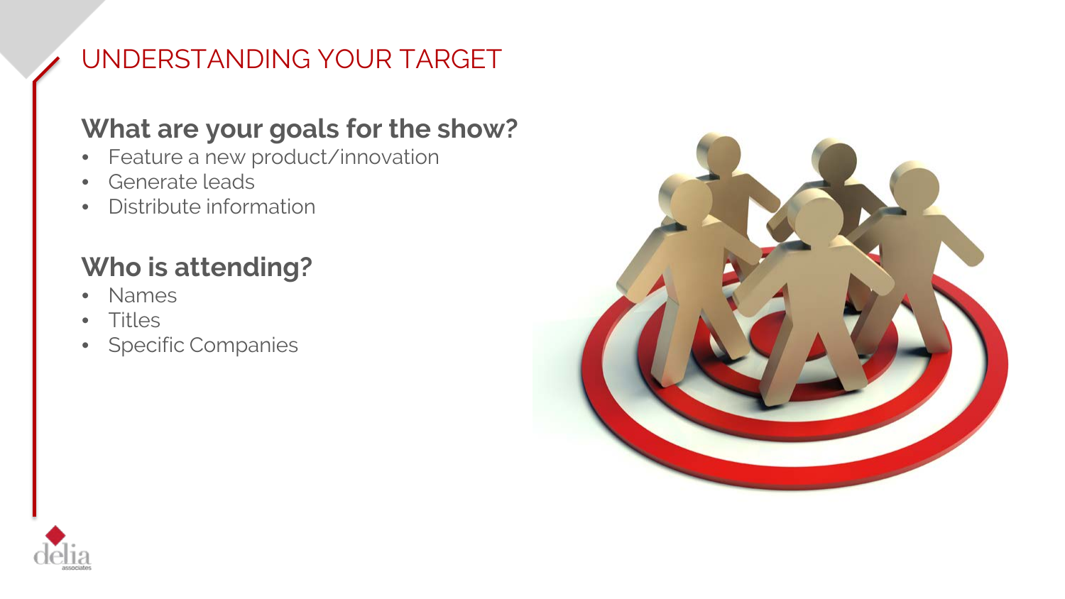# UNDERSTANDING YOUR TARGET

## What are your goals for the show?

- Feature a new product/innovation
- Generate leads
- Distribute information

## Who is attending?

- Names
- Titles
- Specific Companies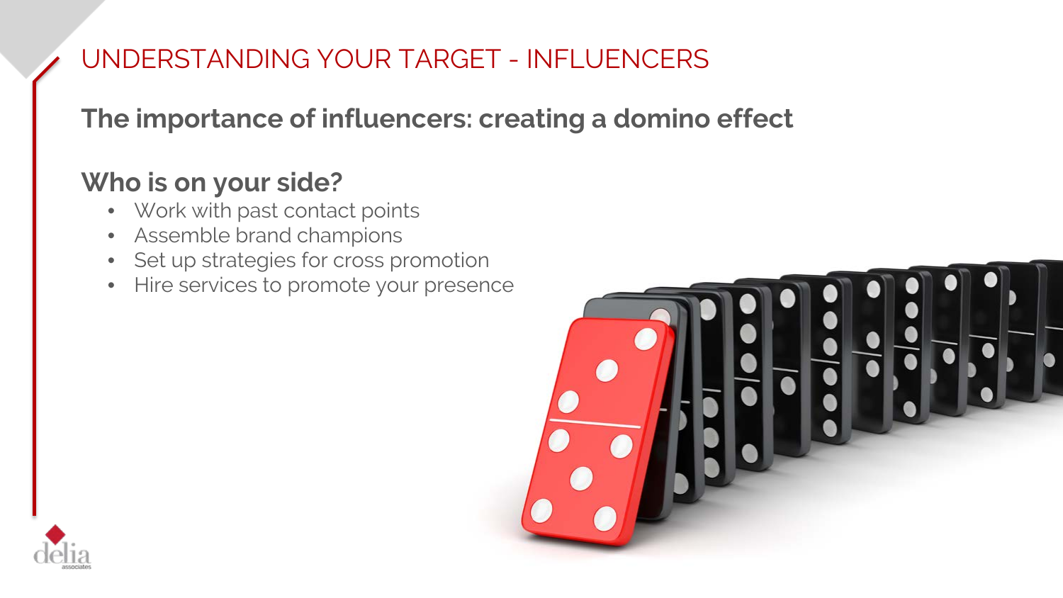# UNDERSTANDING YOUR TARGET - INFLUENCERS

## The importance of influencers: creating a domino effect

## Who is on your side?

- Work with past contact points
- Assemble brand champions
- Set up strategies for cross promotion
- Hire services to promote your presence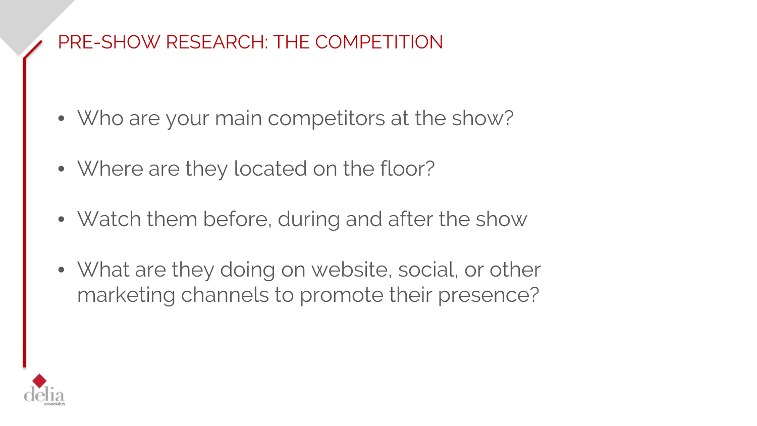# PRE-SHOW RESEARCH: THE COMPETITION

- Who are your main competitors at the show?
- Where are they located on the floor?
- Watch them before, during and after the show
- What are they doing on website, social, or other marketing channels to promote their presence?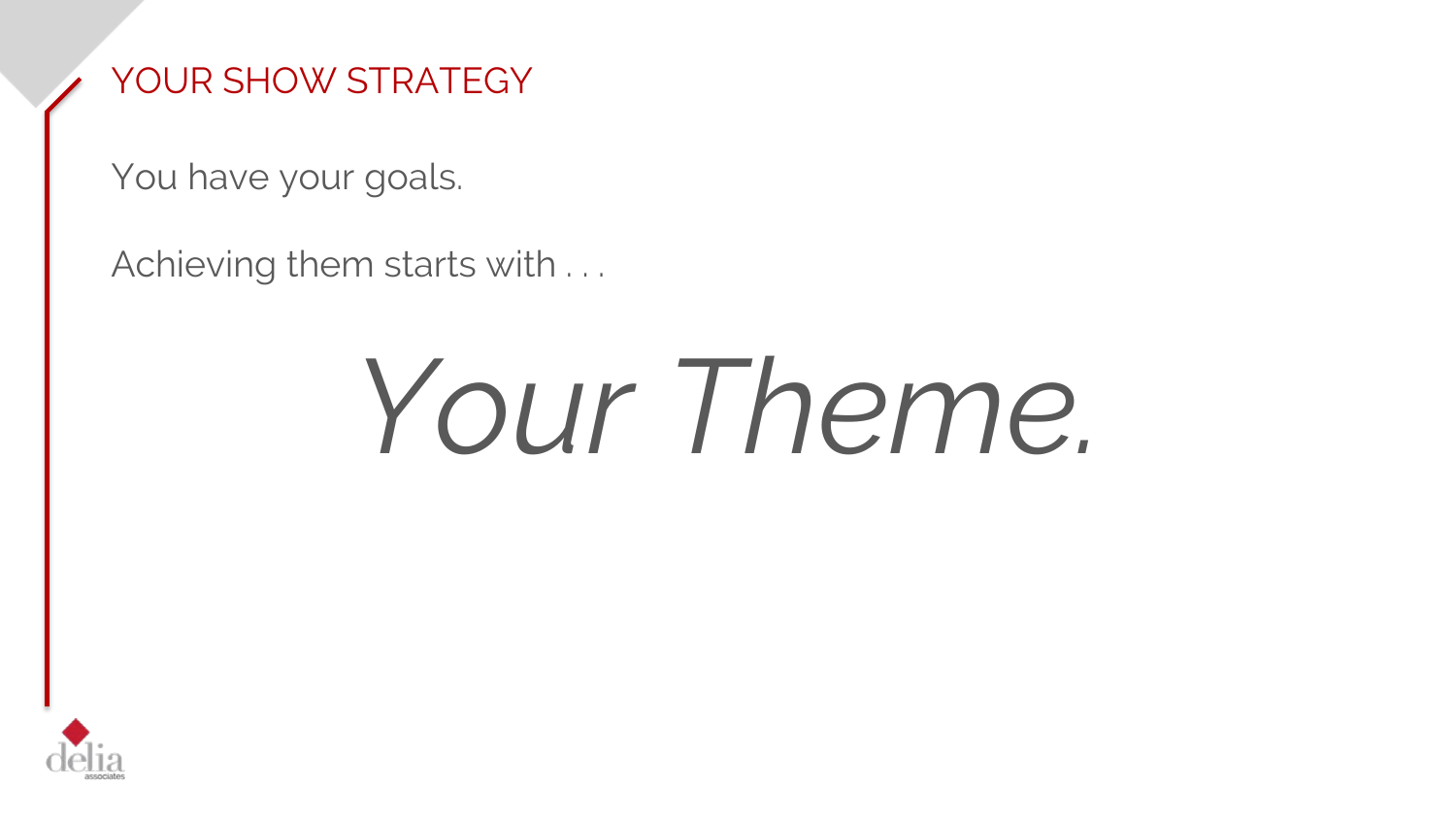## YOUR SHOW STRATEGY

You have your goals.

Achieving them starts with . . .

# *Your Theme.*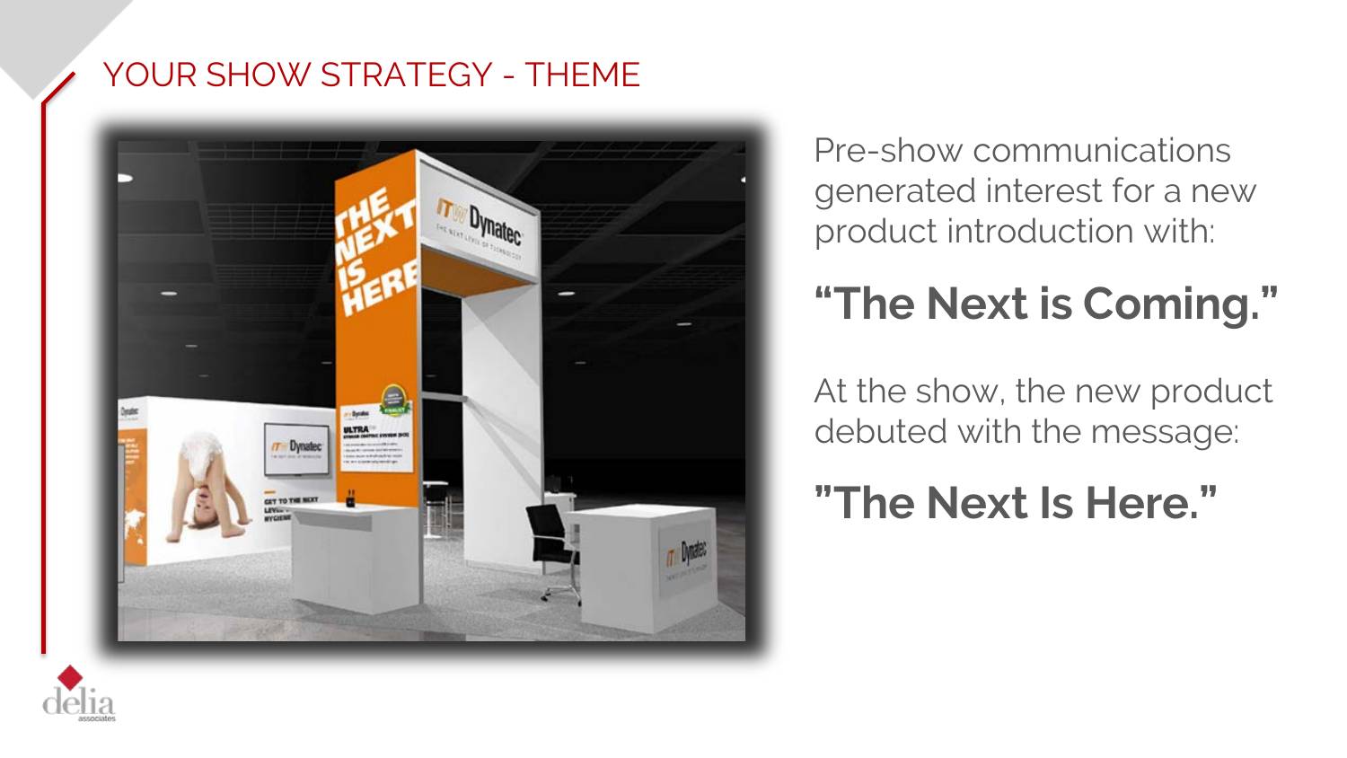# YOUR SHOW STRATEGY - THEME

Pre-show communications generated interest for a new product introduction with:

**“The Next is Coming.”**

At the show, the new product debuted with the message:

**"The Next Is Here.”**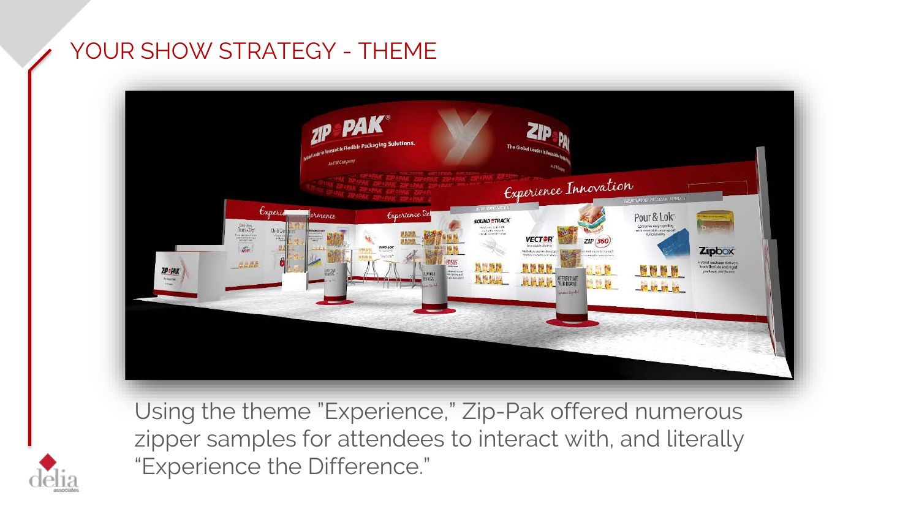# YOUR SHOW STRATEGY - THEME

Using the theme "Experience," Zip-Pak offered numerous zipper samples for attendees to interact with, and literally "Experience the Difference."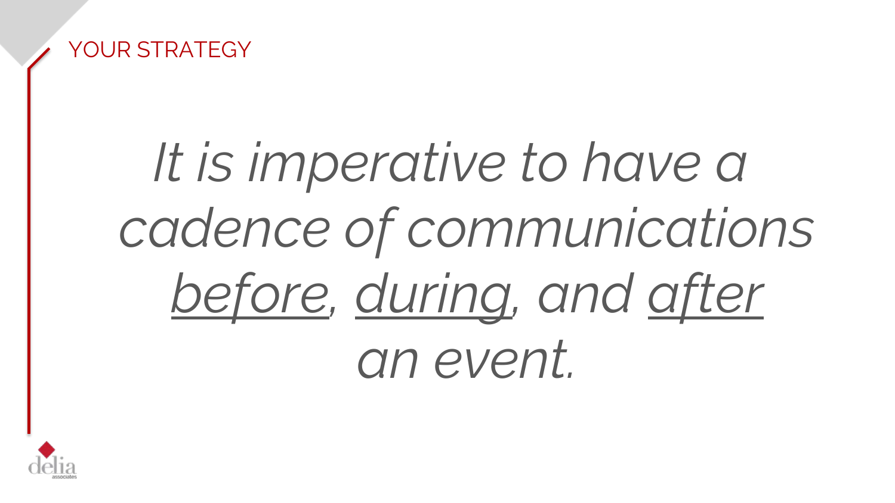## YOUR STRATEGY

*It is imperative to have a cadence of communications <u>before</u>, <u>during</u>, and <u>after</u> an event.*

delia associates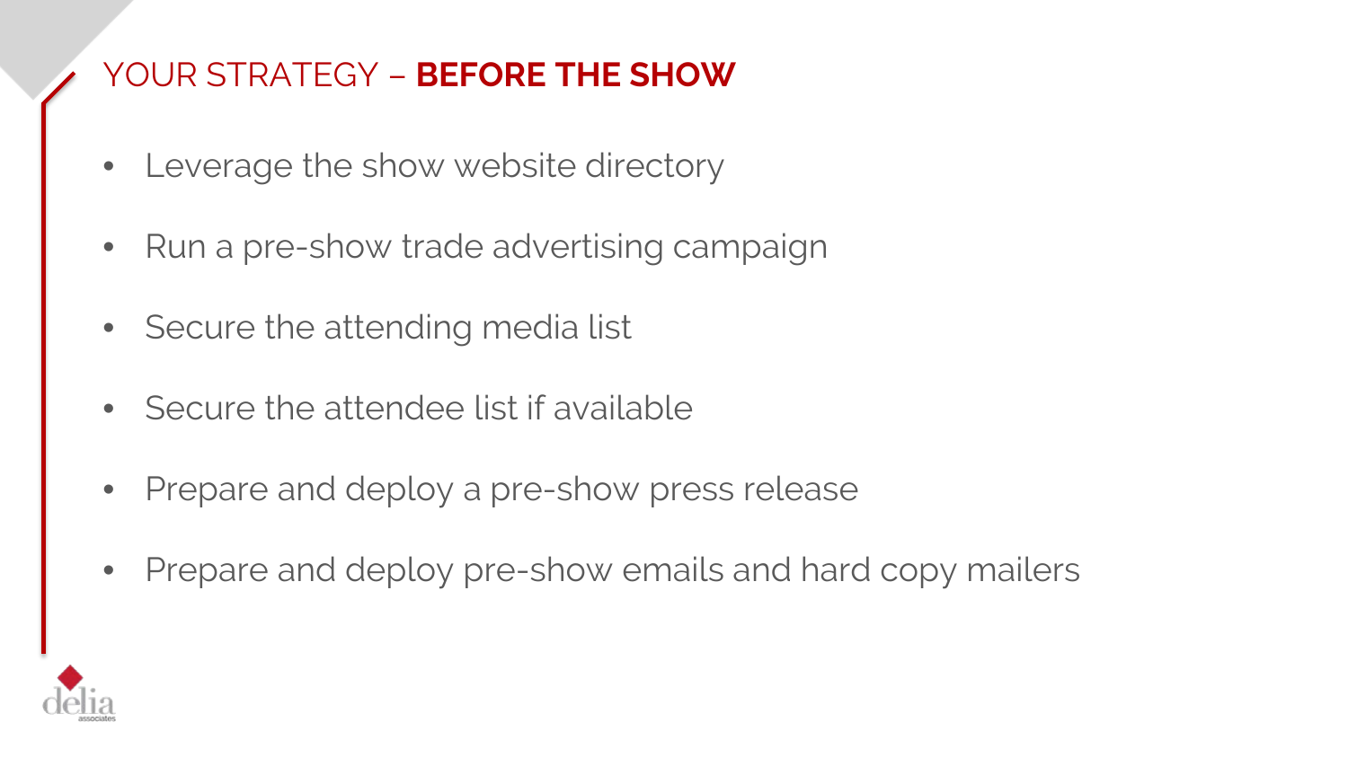# YOUR STRATEGY – **BEFORE THE SHOW**

- Leverage the show website directory
- Run a pre-show trade advertising campaign
- Secure the attending media list
- Secure the attendee list if available
- Prepare and deploy a pre-show press release
- Prepare and deploy pre-show emails and hard copy mailers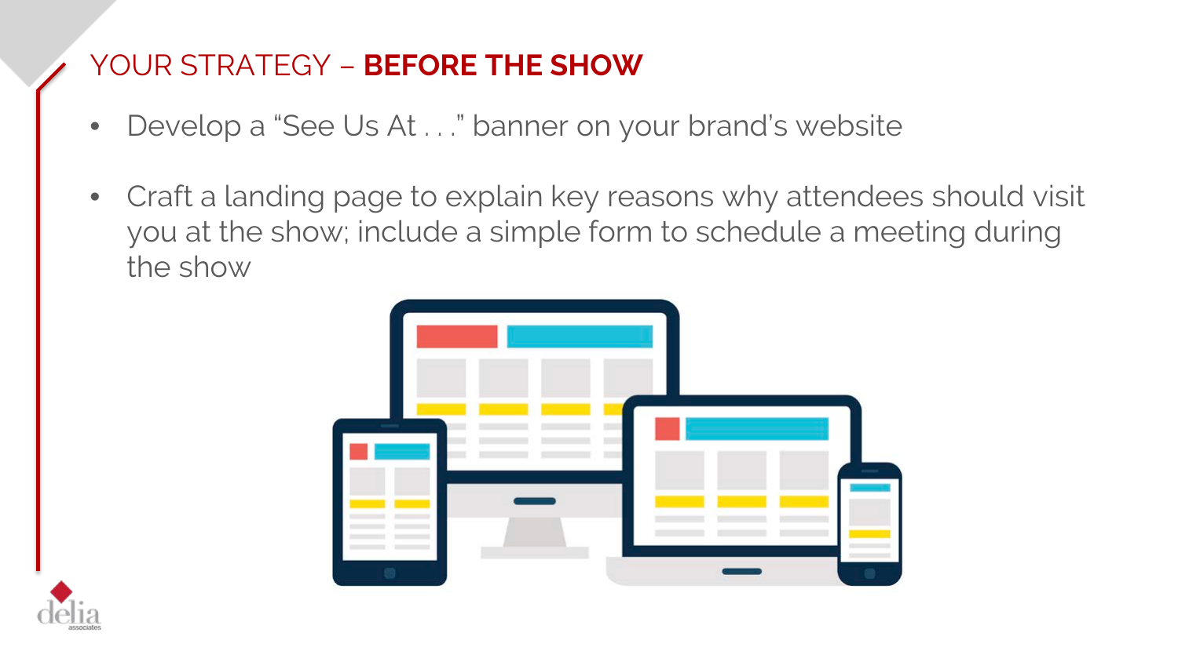# YOUR STRATEGY – **BEFORE THE SHOW**

- Develop a "See Us At . . ." banner on your brand's website
- Craft a landing page to explain key reasons why attendees should visit you at the show; include a simple form to schedule a meeting during the show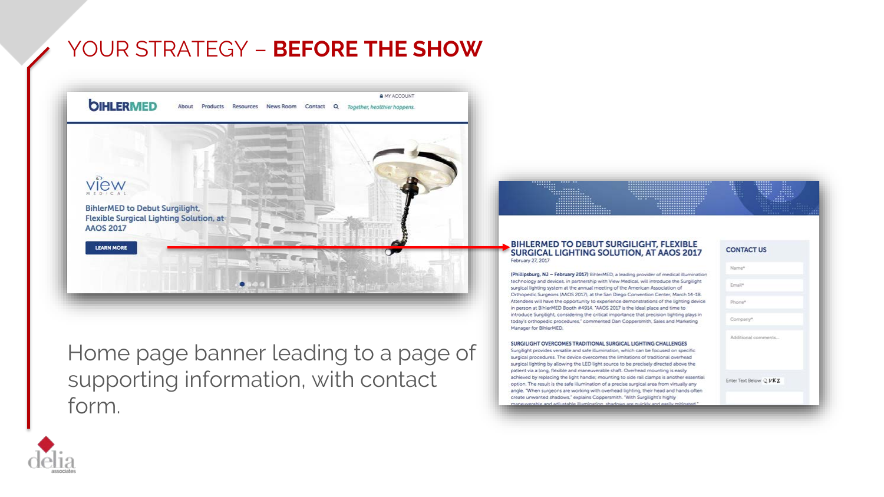# YOUR STRATEGY – **BEFORE THE SHOW**

Home page banner leading to a page of supporting information, with contact form.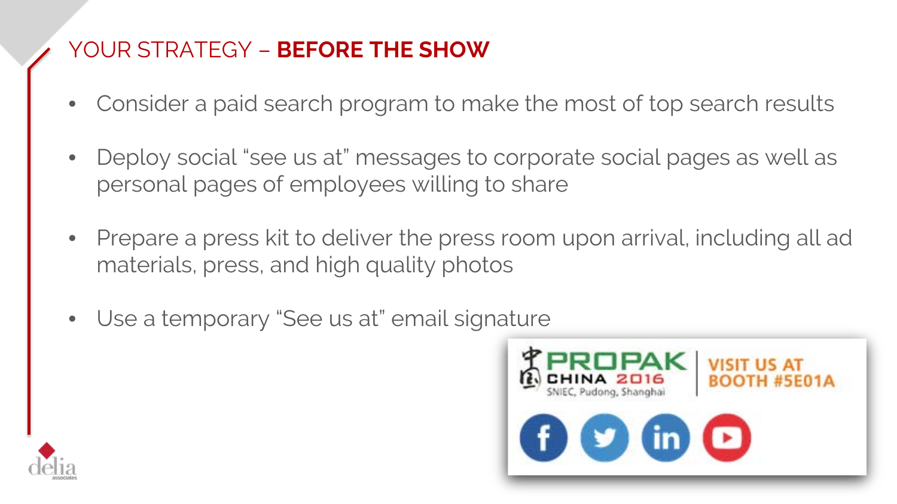# YOUR STRATEGY – **BEFORE THE SHOW**

- Consider a paid search program to make the most of top search results
- Deploy social "see us at" messages to corporate social pages as well as personal pages of employees willing to share
- Prepare a press kit to deliver the press room upon arrival, including all ad materials, press, and high quality photos
- Use a temporary "See us at" email signature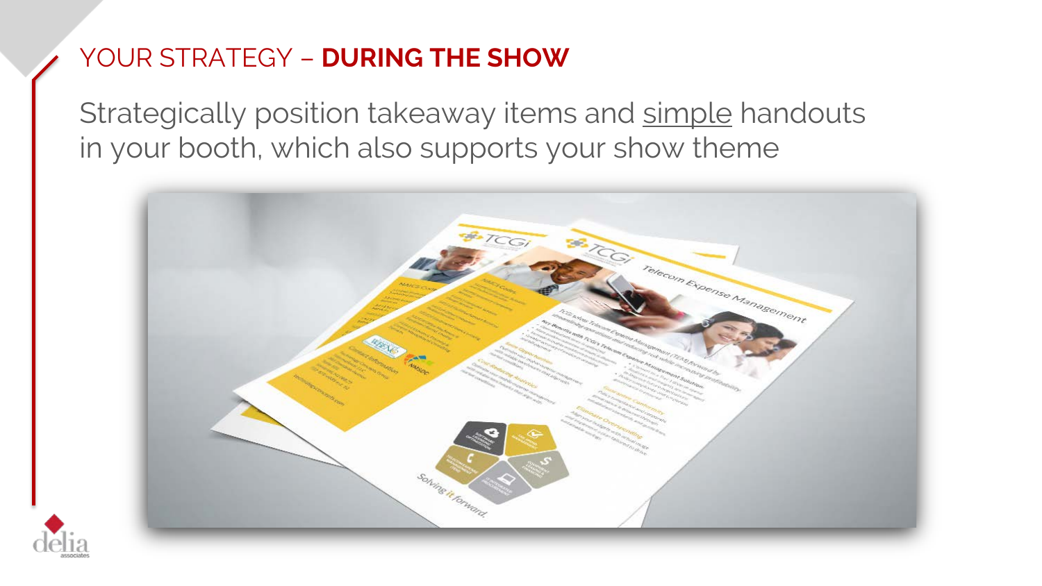# YOUR STRATEGY – **DURING THE SHOW**

Strategically position takeaway items and simple handouts in your booth, which also supports your show theme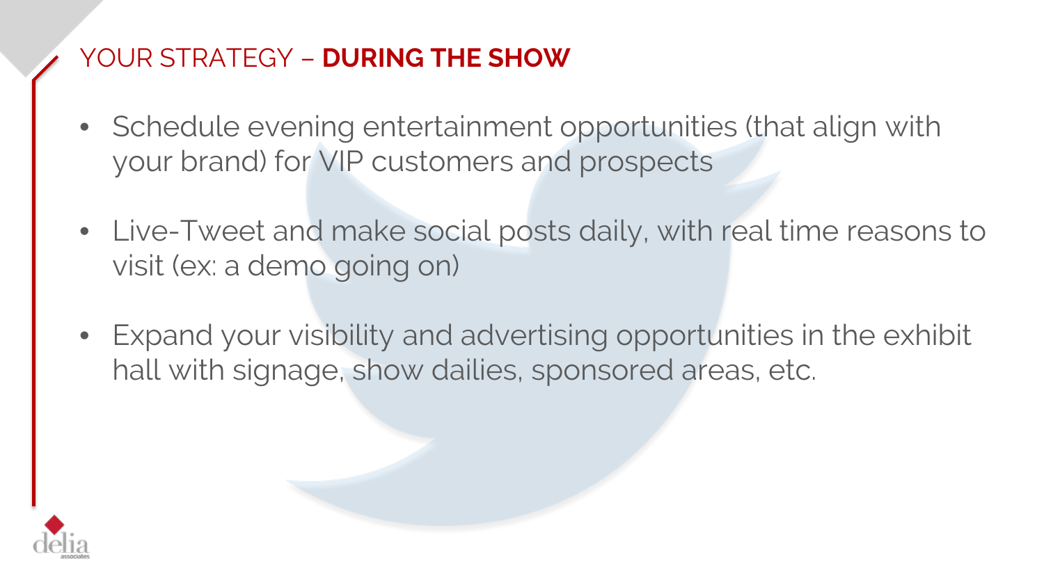# YOUR STRATEGY – **DURING THE SHOW**

- Schedule evening entertainment opportunities (that align with your brand) for VIP customers and prospects
- Live-Tweet and make social posts daily, with real time reasons to visit (ex: a demo going on)
- Expand your visibility and advertising opportunities in the exhibit hall with signage, show dailies, sponsored areas, etc.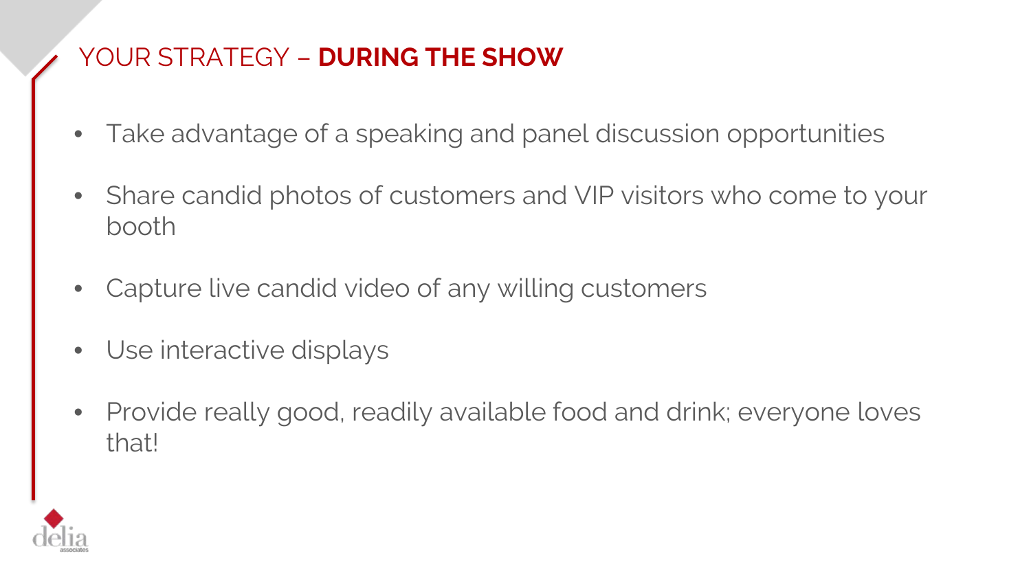# YOUR STRATEGY – **DURING THE SHOW**

- Take advantage of a speaking and panel discussion opportunities
- Share candid photos of customers and VIP visitors who come to your booth
- Capture live candid video of any willing customers
- Use interactive displays
- Provide really good, readily available food and drink; everyone loves that!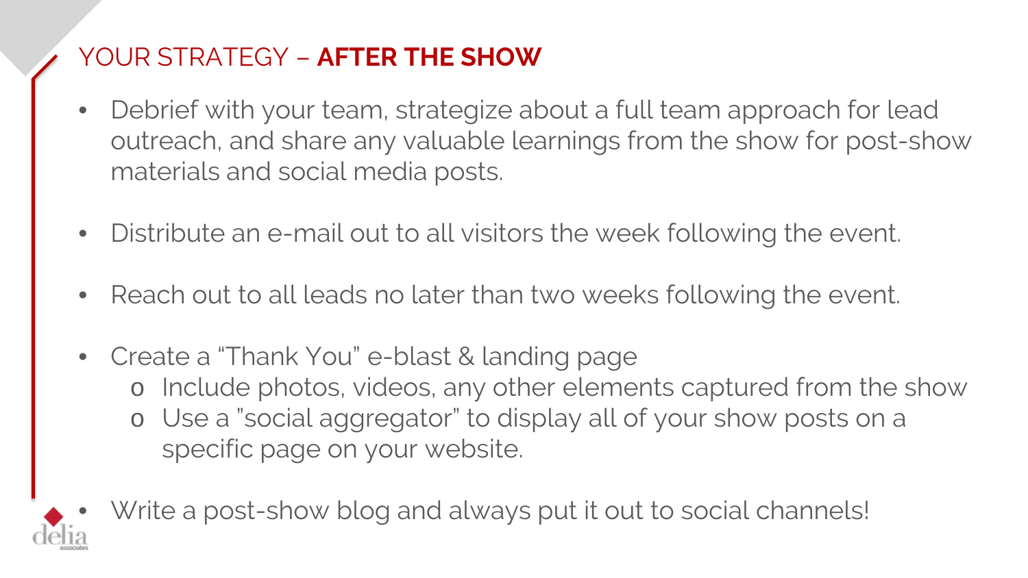## YOUR STRATEGY – **AFTER THE SHOW**

- Debrief with your team, strategize about a full team approach for lead outreach, and share any valuable learnings from the show for post-show materials and social media posts.
- Distribute an e-mail out to all visitors the week following the event.
- Reach out to all leads no later than two weeks following the event.
- Create a "Thank You" e-blast & landing page
  - Include photos, videos, any other elements captured from the show
  - Use a "social aggregator" to display all of your show posts on a specific page on your website.
- Write a post-show blog and always put it out to social channels!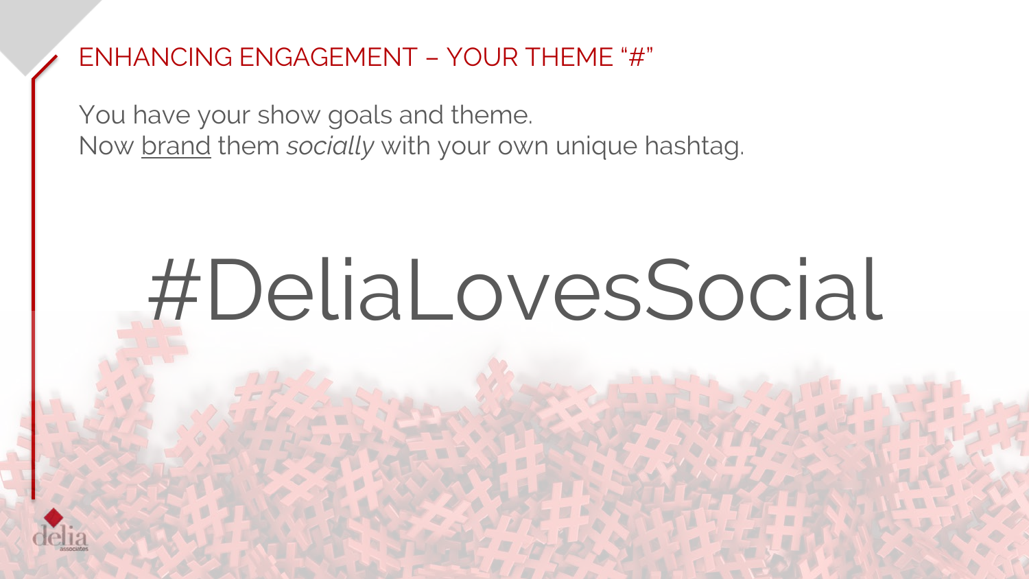## ENHANCING ENGAGEMENT – YOUR THEME "#"

You have your show goals and theme.
Now <u>brand</u> them *socially* with your own unique hashtag.

# #DeliaLovesSocial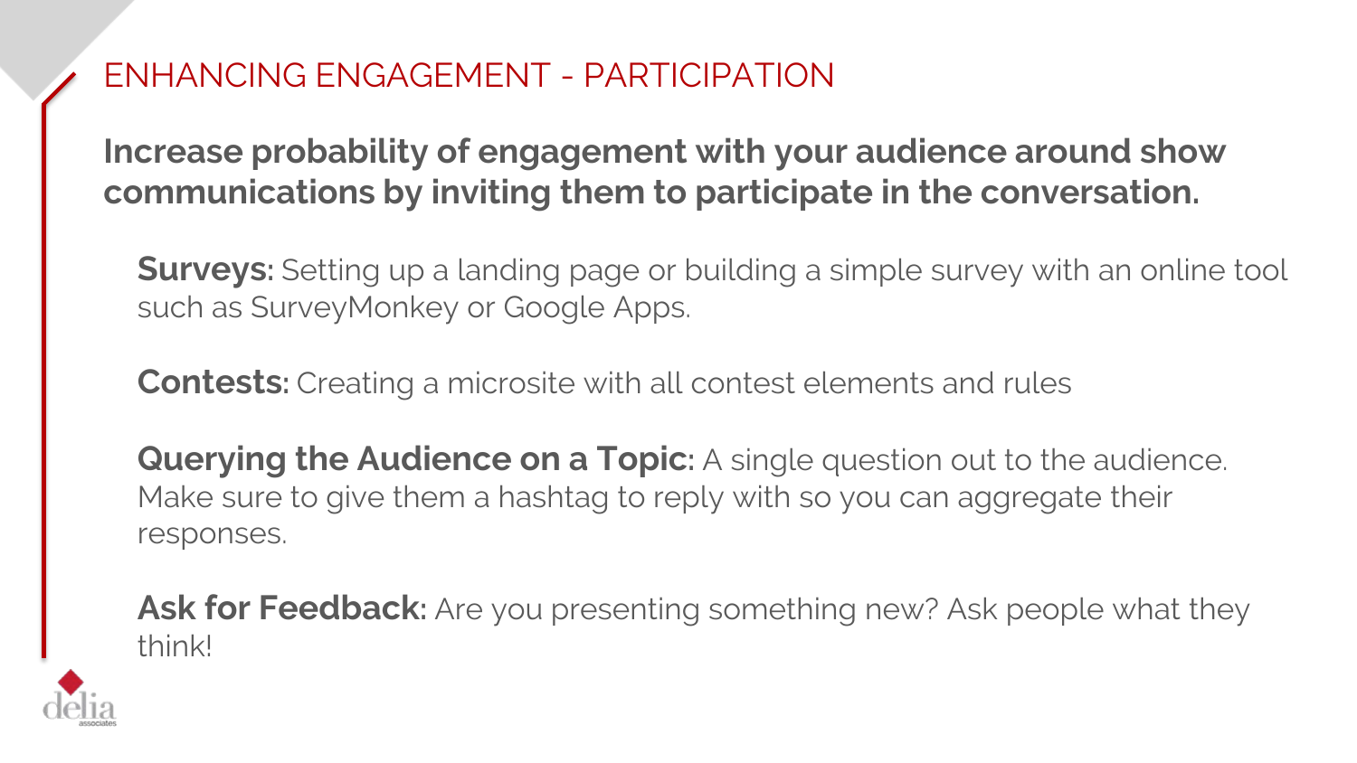# ENHANCING ENGAGEMENT - PARTICIPATION

**Increase probability of engagement with your audience around show communications by inviting them to participate in the conversation.**

**Surveys:** Setting up a landing page or building a simple survey with an online tool such as SurveyMonkey or Google Apps.

**Contests:** Creating a microsite with all contest elements and rules

**Querying the Audience on a Topic:** A single question out to the audience. Make sure to give them a hashtag to reply with so you can aggregate their responses.

**Ask for Feedback:** Are you presenting something new? Ask people what they think!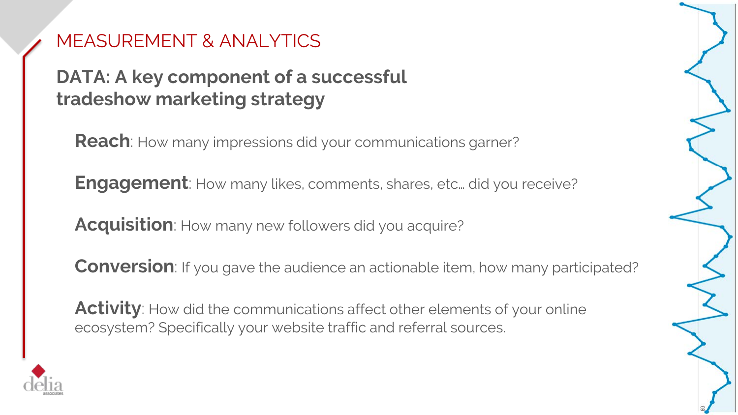# MEASUREMENT & ANALYTICS

## DATA: A key component of a successful tradeshow marketing strategy

**Reach**: How many impressions did your communications garner?

**Engagement**: How many likes, comments, shares, etc… did you receive?

**Acquisition**: How many new followers did you acquire?

**Conversion**: If you gave the audience an actionable item, how many participated?

**Activity**: How did the communications affect other elements of your online ecosystem? Specifically your website traffic and referral sources.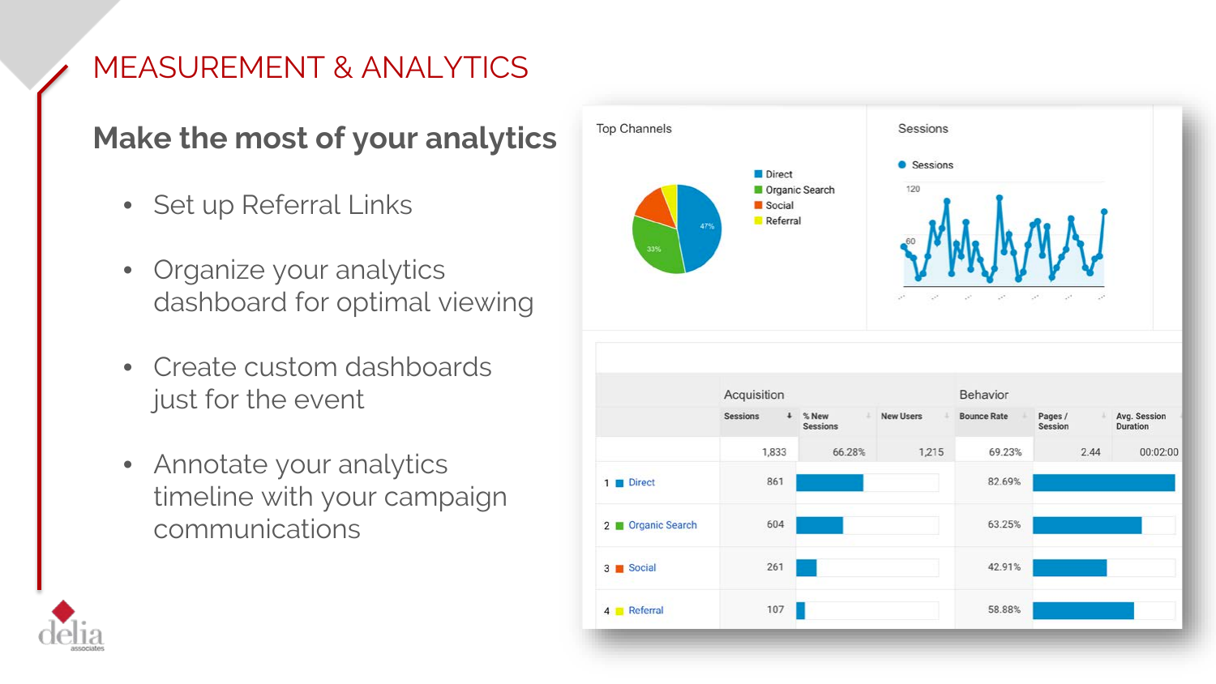# MEASUREMENT & ANALYTICS

## Make the most of your analytics

- Set up Referral Links
- Organize your analytics dashboard for optimal viewing
- Create custom dashboards just for the event
- Annotate your analytics timeline with your campaign communications

| | Acquisition | | | Behavior | | |
|---|---|---|---|---|---|---|
| | Sessions | % New Sessions | New Users | Bounce Rate | Pages / Session | Avg. Session Duration |
| | 1,833 | 66.28% | 1,215 | 69.23% | 2.44 | 00:02:00 |
| 1 Direct | 861 | | | 82.69% | | |
| 2 Organic Search | 604 | | | 63.25% | | |
| 3 Social | 261 | | | 42.91% | | |
| 4 Referral | 107 | | | 58.88% | | |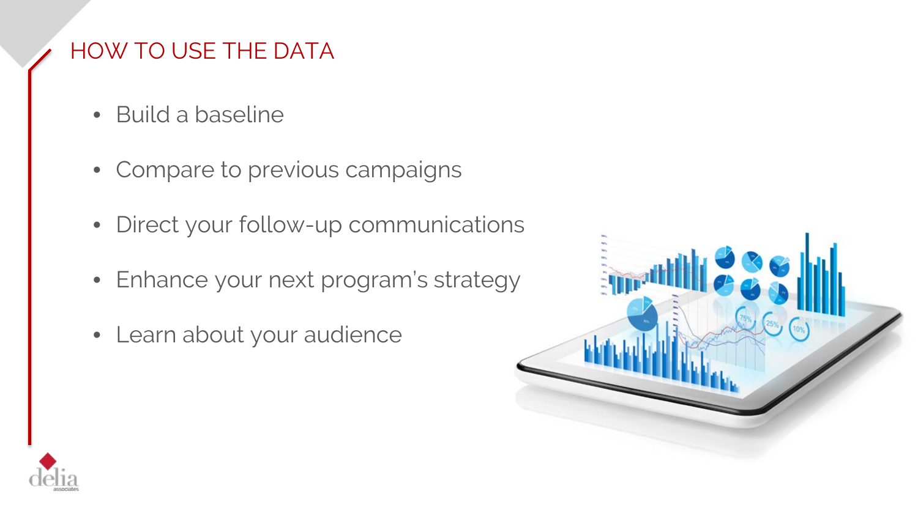# HOW TO USE THE DATA

- Build a baseline
- Compare to previous campaigns
- Direct your follow-up communications
- Enhance your next program's strategy
- Learn about your audience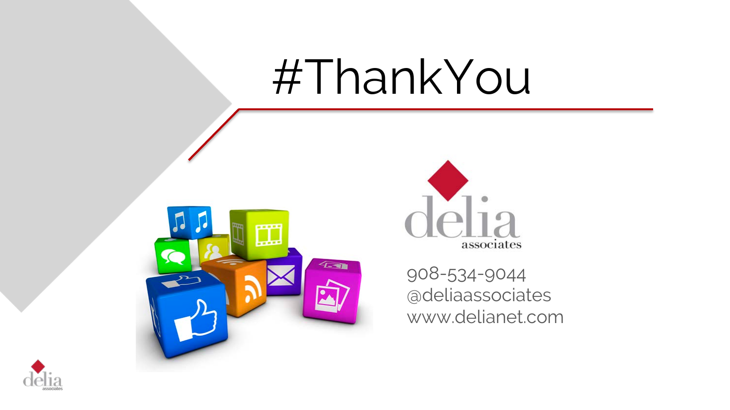# #ThankYou

908-534-9044
@deliaassociates
www.delianet.com